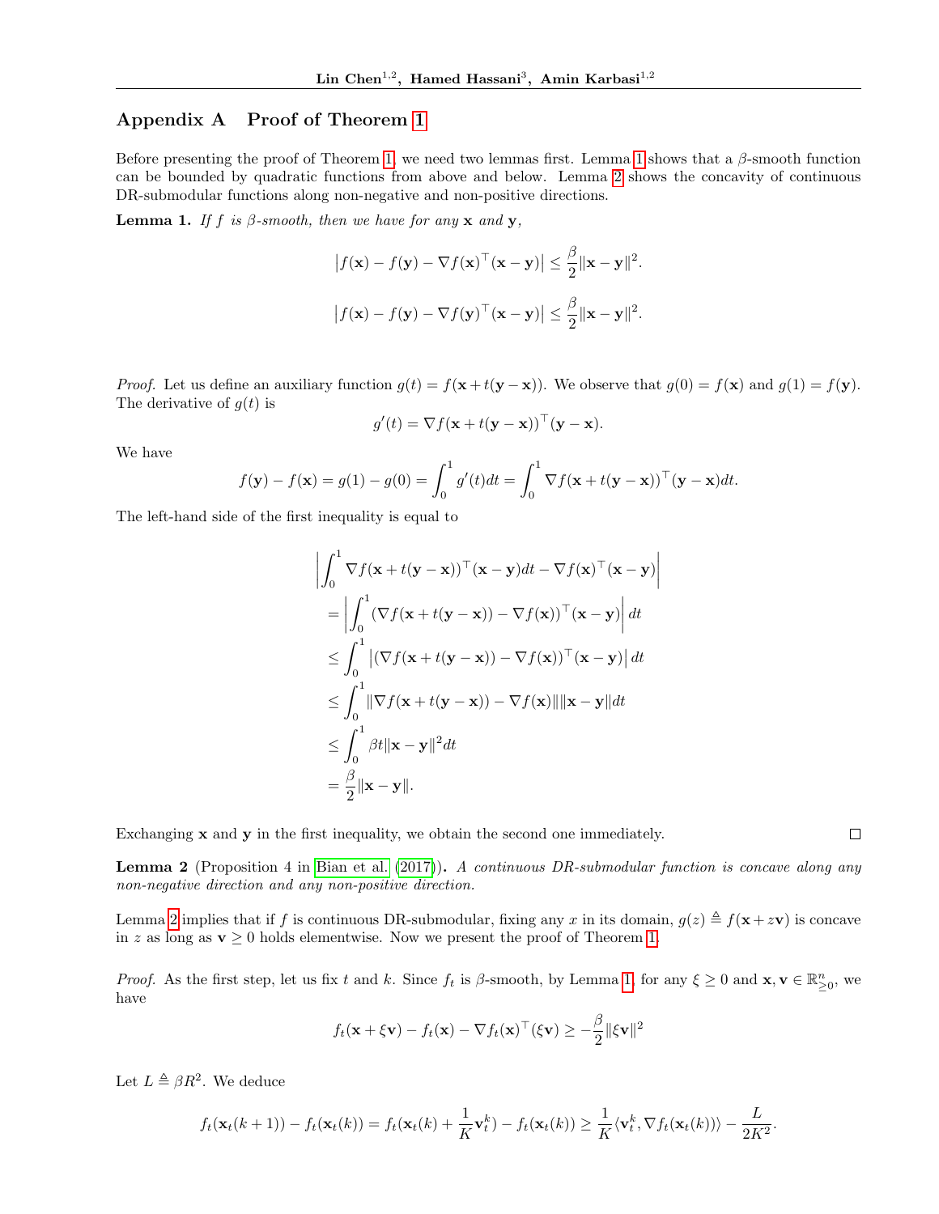## Appendix A Proof of Theorem 1

Before presenting the proof of Theorem 1, we need two lemmas first. Lemma 1 shows that a $\beta$-smooth function can be bounded by quadratic functions from above and below. Lemma 2 shows the concavity of continuous DR-submodular functions along non-negative and non-positive directions.

**Lemma 1.** *If $f$ is $\beta$-smooth, then we have for any $\mathbf{x}$ and $\mathbf{y}$,*

$$\left|f(\mathbf{x}) - f(\mathbf{y}) - \nabla f(\mathbf{x})^\top(\mathbf{x}-\mathbf{y})\right| \le \frac{\beta}{2}\|\mathbf{x}-\mathbf{y}\|^2.$$

$$\left|f(\mathbf{x}) - f(\mathbf{y}) - \nabla f(\mathbf{y})^\top(\mathbf{x}-\mathbf{y})\right| \le \frac{\beta}{2}\|\mathbf{x}-\mathbf{y}\|^2.$$

*Proof.* Let us define an auxiliary function $g(t) = f(\mathbf{x}+t(\mathbf{y}-\mathbf{x}))$. We observe that $g(0) = f(\mathbf{x})$ and $g(1) = f(\mathbf{y})$. The derivative of $g(t)$ is

$$g'(t) = \nabla f(\mathbf{x}+t(\mathbf{y}-\mathbf{x}))^\top(\mathbf{y}-\mathbf{x}).$$

We have

$$f(\mathbf{y}) - f(\mathbf{x}) = g(1) - g(0) = \int_0^1 g'(t)dt = \int_0^1 \nabla f(\mathbf{x}+t(\mathbf{y}-\mathbf{x}))^\top(\mathbf{y}-\mathbf{x})dt.$$

The left-hand side of the first inequality is equal to

$$\begin{aligned}
&\left|\int_0^1 \nabla f(\mathbf{x}+t(\mathbf{y}-\mathbf{x}))^\top(\mathbf{x}-\mathbf{y})dt - \nabla f(\mathbf{x})^\top(\mathbf{x}-\mathbf{y})\right| \\
&= \left|\int_0^1 (\nabla f(\mathbf{x}+t(\mathbf{y}-\mathbf{x})) - \nabla f(\mathbf{x}))^\top(\mathbf{x}-\mathbf{y})\right| dt \\
&\le \int_0^1 \left|(\nabla f(\mathbf{x}+t(\mathbf{y}-\mathbf{x})) - \nabla f(\mathbf{x}))^\top(\mathbf{x}-\mathbf{y})\right| dt \\
&\le \int_0^1 \|\nabla f(\mathbf{x}+t(\mathbf{y}-\mathbf{x})) - \nabla f(\mathbf{x})\|\|\mathbf{x}-\mathbf{y}\|dt \\
&\le \int_0^1 \beta t\|\mathbf{x}-\mathbf{y}\|^2 dt \\
&= \frac{\beta}{2}\|\mathbf{x}-\mathbf{y}\|.
\end{aligned}$$

Exchanging $\mathbf{x}$ and $\mathbf{y}$ in the first inequality, we obtain the second one immediately. □

**Lemma 2** (Proposition 4 in Bian et al. (2017))**.** *A continuous DR-submodular function is concave along any non-negative direction and any non-positive direction.*

Lemma 2 implies that if $f$ is continuous DR-submodular, fixing any $x$ in its domain, $g(z) \triangleq f(\mathbf{x}+z\mathbf{v})$ is concave in $z$ as long as $\mathbf{v} \ge 0$ holds elementwise. Now we present the proof of Theorem 1.

*Proof.* As the first step, let us fix $t$ and $k$. Since $f_t$ is $\beta$-smooth, by Lemma 1, for any $\xi \ge 0$ and $\mathbf{x}, \mathbf{v} \in \mathbb{R}^n_{\ge 0}$, we have

$$f_t(\mathbf{x}+\xi\mathbf{v}) - f_t(\mathbf{x}) - \nabla f_t(\mathbf{x})^\top(\xi\mathbf{v}) \ge -\frac{\beta}{2}\|\xi\mathbf{v}\|^2$$

Let $L \triangleq \beta R^2$. We deduce

$$f_t(\mathbf{x}_t(k+1)) - f_t(\mathbf{x}_t(k)) = f_t(\mathbf{x}_t(k) + \frac{1}{K}\mathbf{v}_t^k) - f_t(\mathbf{x}_t(k)) \ge \frac{1}{K}\langle \mathbf{v}_t^k, \nabla f_t(\mathbf{x}_t(k))\rangle - \frac{L}{2K^2}.$$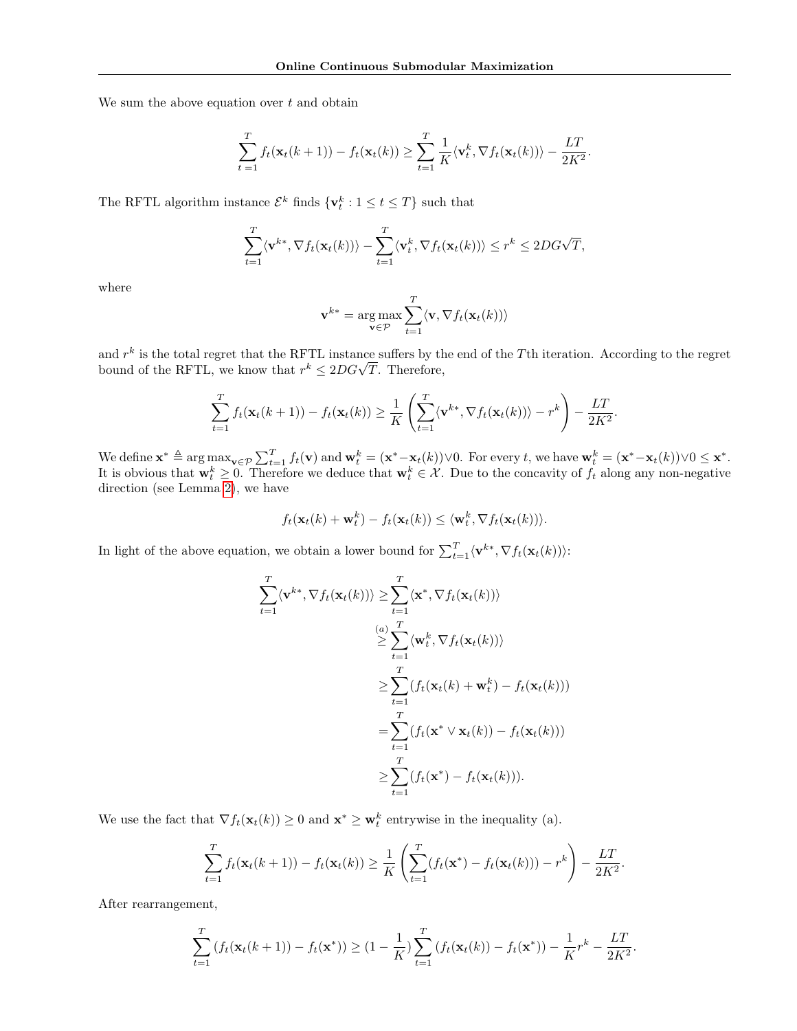We sum the above equation over $t$ and obtain

$$\sum_{t=1}^{T} f_t(\mathbf{x}_t(k+1)) - f_t(\mathbf{x}_t(k)) \geq \sum_{t=1}^{T} \frac{1}{K}\langle \mathbf{v}_t^k, \nabla f_t(\mathbf{x}_t(k))\rangle - \frac{LT}{2K^2}.$$

The RFTL algorithm instance $\mathcal{E}^k$ finds $\{\mathbf{v}_t^k : 1 \leq t \leq T\}$ such that

$$\sum_{t=1}^{T}\langle \mathbf{v}^{k*}, \nabla f_t(\mathbf{x}_t(k))\rangle - \sum_{t=1}^{T}\langle \mathbf{v}_t^k, \nabla f_t(\mathbf{x}_t(k))\rangle \leq r^k \leq 2DG\sqrt{T},$$

where

$$\mathbf{v}^{k*} = \arg\max_{\mathbf{v}\in\mathcal{P}} \sum_{t=1}^{T}\langle \mathbf{v}, \nabla f_t(\mathbf{x}_t(k))\rangle$$

and $r^k$ is the total regret that the RFTL instance suffers by the end of the $T$th iteration. According to the regret bound of the RFTL, we know that $r^k \leq 2DG\sqrt{T}$. Therefore,

$$\sum_{t=1}^{T} f_t(\mathbf{x}_t(k+1)) - f_t(\mathbf{x}_t(k)) \geq \frac{1}{K}\left(\sum_{t=1}^{T}\langle \mathbf{v}^{k*}, \nabla f_t(\mathbf{x}_t(k))\rangle - r^k\right) - \frac{LT}{2K^2}.$$

We define $\mathbf{x}^* \triangleq \arg\max_{\mathbf{v}\in\mathcal{P}} \sum_{t=1}^{T} f_t(\mathbf{v})$ and $\mathbf{w}_t^k = (\mathbf{x}^* - \mathbf{x}_t(k)) \vee 0$. For every $t$, we have $\mathbf{w}_t^k = (\mathbf{x}^* - \mathbf{x}_t(k)) \vee 0 \leq \mathbf{x}^*$. It is obvious that $\mathbf{w}_t^k \geq 0$. Therefore we deduce that $\mathbf{w}_t^k \in \mathcal{X}$. Due to the concavity of $f_t$ along any non-negative direction (see Lemma 2), we have

$$f_t(\mathbf{x}_t(k) + \mathbf{w}_t^k) - f_t(\mathbf{x}_t(k)) \leq \langle \mathbf{w}_t^k, \nabla f_t(\mathbf{x}_t(k))\rangle.$$

In light of the above equation, we obtain a lower bound for $\sum_{t=1}^{T}\langle \mathbf{v}^{k*}, \nabla f_t(\mathbf{x}_t(k))\rangle$:

$$\begin{aligned}
\sum_{t=1}^{T}\langle \mathbf{v}^{k*}, \nabla f_t(\mathbf{x}_t(k))\rangle &\geq \sum_{t=1}^{T}\langle \mathbf{x}^*, \nabla f_t(\mathbf{x}_t(k))\rangle \\
&\overset{(a)}{\geq} \sum_{t=1}^{T}\langle \mathbf{w}_t^k, \nabla f_t(\mathbf{x}_t(k))\rangle \\
&\geq \sum_{t=1}^{T}(f_t(\mathbf{x}_t(k) + \mathbf{w}_t^k) - f_t(\mathbf{x}_t(k))) \\
&= \sum_{t=1}^{T}(f_t(\mathbf{x}^* \vee \mathbf{x}_t(k)) - f_t(\mathbf{x}_t(k))) \\
&\geq \sum_{t=1}^{T}(f_t(\mathbf{x}^*) - f_t(\mathbf{x}_t(k))).
\end{aligned}$$

We use the fact that $\nabla f_t(\mathbf{x}_t(k)) \geq 0$ and $\mathbf{x}^* \geq \mathbf{w}_t^k$ entrywise in the inequality (a).

$$\sum_{t=1}^{T} f_t(\mathbf{x}_t(k+1)) - f_t(\mathbf{x}_t(k)) \geq \frac{1}{K}\left(\sum_{t=1}^{T}(f_t(\mathbf{x}^*) - f_t(\mathbf{x}_t(k))) - r^k\right) - \frac{LT}{2K^2}.$$

After rearrangement,

$$\sum_{t=1}^{T}(f_t(\mathbf{x}_t(k+1)) - f_t(\mathbf{x}^*)) \geq (1 - \frac{1}{K})\sum_{t=1}^{T}(f_t(\mathbf{x}_t(k)) - f_t(\mathbf{x}^*)) - \frac{1}{K}r^k - \frac{LT}{2K^2}.$$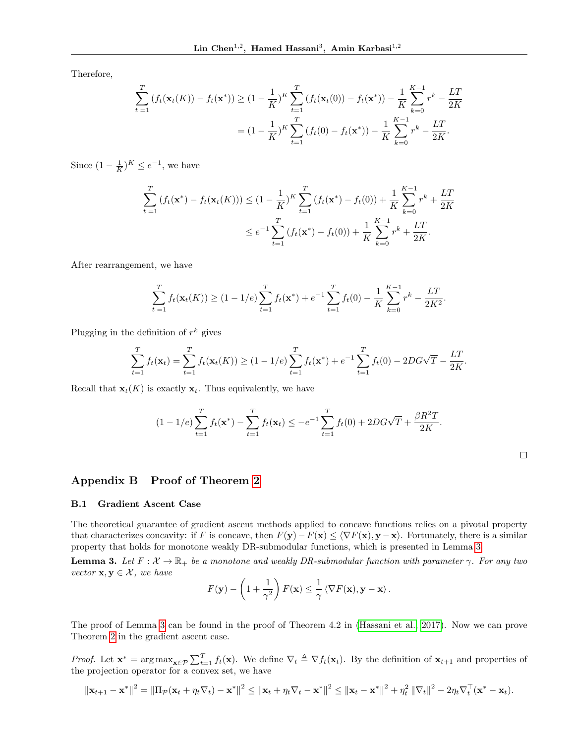Therefore,

$$\sum_{t=1}^{T} (f_t(\mathbf{x}_t(K)) - f_t(\mathbf{x}^*)) \geq (1 - \frac{1}{K})^K \sum_{t=1}^{T} (f_t(\mathbf{x}_t(0)) - f_t(\mathbf{x}^*)) - \frac{1}{K} \sum_{k=0}^{K-1} r^k - \frac{LT}{2K}$$
$$= (1 - \frac{1}{K})^K \sum_{t=1}^{T} (f_t(0) - f_t(\mathbf{x}^*)) - \frac{1}{K} \sum_{k=0}^{K-1} r^k - \frac{LT}{2K}.$$

Since $(1 - \frac{1}{K})^K \leq e^{-1}$, we have

$$\sum_{t=1}^{T} (f_t(\mathbf{x}^*) - f_t(\mathbf{x}_t(K))) \leq (1 - \frac{1}{K})^K \sum_{t=1}^{T} (f_t(\mathbf{x}^*) - f_t(0)) + \frac{1}{K} \sum_{k=0}^{K-1} r^k + \frac{LT}{2K}$$
$$\leq e^{-1} \sum_{t=1}^{T} (f_t(\mathbf{x}^*) - f_t(0)) + \frac{1}{K} \sum_{k=0}^{K-1} r^k + \frac{LT}{2K}.$$

After rearrangement, we have

$$\sum_{t=1}^{T} f_t(\mathbf{x}_t(K)) \geq (1 - 1/e) \sum_{t=1}^{T} f_t(\mathbf{x}^*) + e^{-1} \sum_{t=1}^{T} f_t(0) - \frac{1}{K} \sum_{k=0}^{K-1} r^k - \frac{LT}{2K^2}.$$

Plugging in the definition of $r^k$ gives

$$\sum_{t=1}^{T} f_t(\mathbf{x}_t) = \sum_{t=1}^{T} f_t(\mathbf{x}_t(K)) \geq (1 - 1/e) \sum_{t=1}^{T} f_t(\mathbf{x}^*) + e^{-1} \sum_{t=1}^{T} f_t(0) - 2DG\sqrt{T} - \frac{LT}{2K}.$$

Recall that $\mathbf{x}_t(K)$ is exactly $\mathbf{x}_t$. Thus equivalently, we have

$$(1 - 1/e) \sum_{t=1}^{T} f_t(\mathbf{x}^*) - \sum_{t=1}^{T} f_t(\mathbf{x}_t) \leq -e^{-1} \sum_{t=1}^{T} f_t(0) + 2DG\sqrt{T} + \frac{\beta R^2 T}{2K}.$$

□

## Appendix B Proof of Theorem 2

### B.1 Gradient Ascent Case

The theoretical guarantee of gradient ascent methods applied to concave functions relies on a pivotal property that characterizes concavity: if $F$ is concave, then $F(\mathbf{y}) - F(\mathbf{x}) \leq \langle \nabla F(\mathbf{x}), \mathbf{y} - \mathbf{x} \rangle$. Fortunately, there is a similar property that holds for monotone weakly DR-submodular functions, which is presented in Lemma 3.

**Lemma 3.** *Let $F : \mathcal{X} \to \mathbb{R}_+$ be a monotone and weakly DR-submodular function with parameter $\gamma$. For any two vector $\mathbf{x}, \mathbf{y} \in \mathcal{X}$, we have*

$$F(\mathbf{y}) - \left(1 + \frac{1}{\gamma^2}\right) F(\mathbf{x}) \leq \frac{1}{\gamma} \langle \nabla F(\mathbf{x}), \mathbf{y} - \mathbf{x} \rangle.$$

The proof of Lemma 3 can be found in the proof of Theorem 4.2 in (Hassani et al., 2017). Now we can prove Theorem 2 in the gradient ascent case.

*Proof.* Let $\mathbf{x}^* = \arg\max_{\mathbf{x} \in \mathcal{P}} \sum_{t=1}^{T} f_t(\mathbf{x})$. We define $\nabla_t \triangleq \nabla f_t(\mathbf{x}_t)$. By the definition of $\mathbf{x}_{t+1}$ and properties of the projection operator for a convex set, we have

$$\|\mathbf{x}_{t+1} - \mathbf{x}^*\|^2 = \|\Pi_{\mathcal{P}}(\mathbf{x}_t + \eta_t \nabla_t) - \mathbf{x}^*\|^2 \leq \|\mathbf{x}_t + \eta_t \nabla_t - \mathbf{x}^*\|^2 \leq \|\mathbf{x}_t - \mathbf{x}^*\|^2 + \eta_t^2 \|\nabla_t\|^2 - 2\eta_t \nabla_t^\top (\mathbf{x}^* - \mathbf{x}_t).$$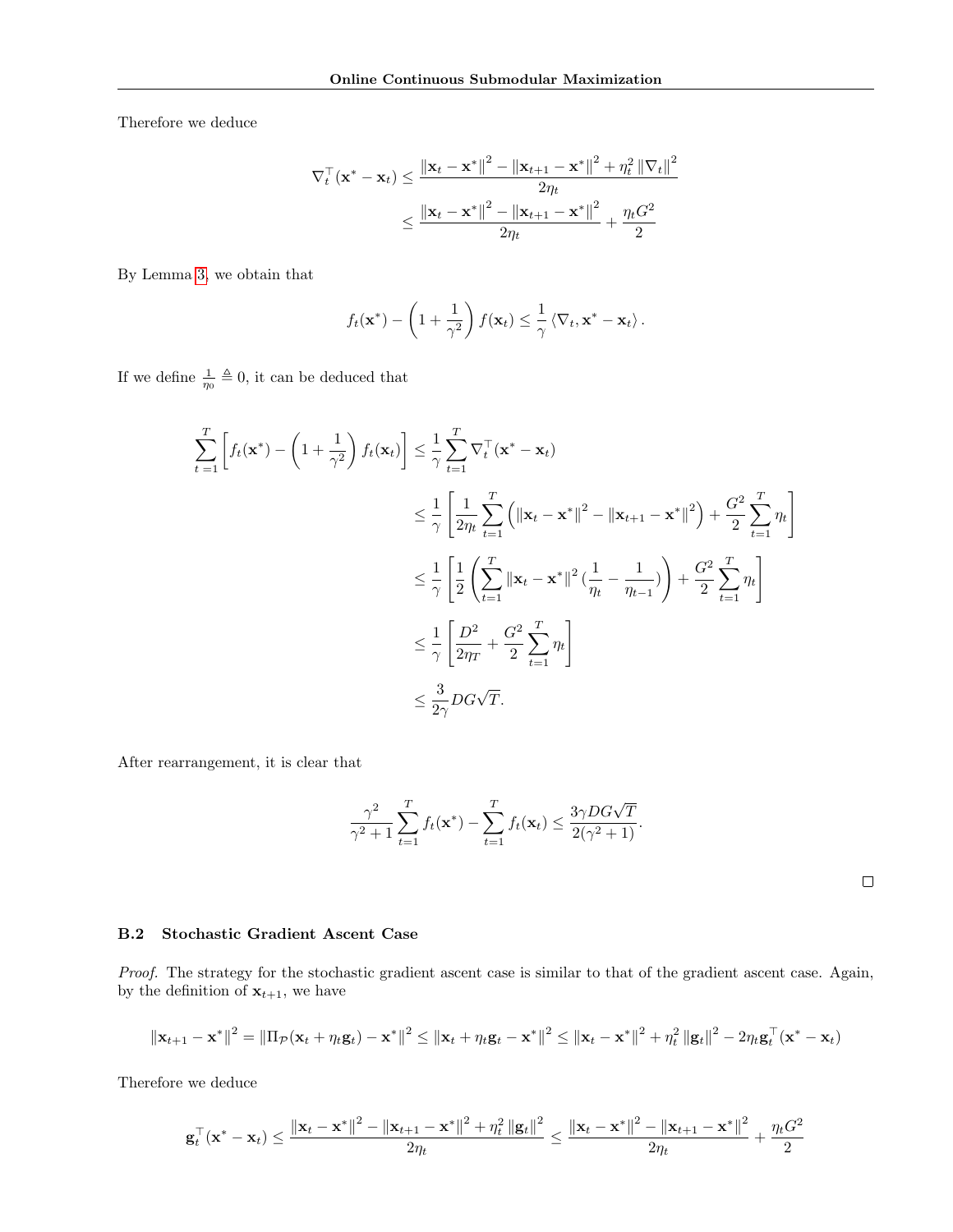Therefore we deduce

$$
\begin{aligned}
\nabla_t^\top(\mathbf{x}^* - \mathbf{x}_t) &\le \frac{\|\mathbf{x}_t - \mathbf{x}^*\|^2 - \|\mathbf{x}_{t+1} - \mathbf{x}^*\|^2 + \eta_t^2 \|\nabla_t\|^2}{2\eta_t} \\
&\le \frac{\|\mathbf{x}_t - \mathbf{x}^*\|^2 - \|\mathbf{x}_{t+1} - \mathbf{x}^*\|^2}{2\eta_t} + \frac{\eta_t G^2}{2}
\end{aligned}
$$

By Lemma 3, we obtain that

$$
f_t(\mathbf{x}^*) - \left(1 + \frac{1}{\gamma^2}\right) f(\mathbf{x}_t) \le \frac{1}{\gamma} \langle \nabla_t, \mathbf{x}^* - \mathbf{x}_t \rangle .
$$

If we define $\frac{1}{\eta_0} \triangleq 0$, it can be deduced that

$$
\begin{aligned}
\sum_{t=1}^{T} \left[ f_t(\mathbf{x}^*) - \left(1 + \frac{1}{\gamma^2}\right) f_t(\mathbf{x}_t) \right] &\le \frac{1}{\gamma} \sum_{t=1}^{T} \nabla_t^\top (\mathbf{x}^* - \mathbf{x}_t) \\
&\le \frac{1}{\gamma} \left[ \frac{1}{2\eta_t} \sum_{t=1}^{T} \left( \|\mathbf{x}_t - \mathbf{x}^*\|^2 - \|\mathbf{x}_{t+1} - \mathbf{x}^*\|^2 \right) + \frac{G^2}{2} \sum_{t=1}^{T} \eta_t \right] \\
&\le \frac{1}{\gamma} \left[ \frac{1}{2} \left( \sum_{t=1}^{T} \|\mathbf{x}_t - \mathbf{x}^*\|^2 \left(\frac{1}{\eta_t} - \frac{1}{\eta_{t-1}}\right) \right) + \frac{G^2}{2} \sum_{t=1}^{T} \eta_t \right] \\
&\le \frac{1}{\gamma} \left[ \frac{D^2}{2\eta_T} + \frac{G^2}{2} \sum_{t=1}^{T} \eta_t \right] \\
&\le \frac{3}{2\gamma} DG\sqrt{T}.
\end{aligned}
$$

After rearrangement, it is clear that

$$
\frac{\gamma^2}{\gamma^2 + 1} \sum_{t=1}^{T} f_t(\mathbf{x}^*) - \sum_{t=1}^{T} f_t(\mathbf{x}_t) \le \frac{3\gamma DG\sqrt{T}}{2(\gamma^2 + 1)}.
$$

□

### B.2 Stochastic Gradient Ascent Case

*Proof.* The strategy for the stochastic gradient ascent case is similar to that of the gradient ascent case. Again, by the definition of $\mathbf{x}_{t+1}$, we have

$$
\|\mathbf{x}_{t+1} - \mathbf{x}^*\|^2 = \|\Pi_{\mathcal{P}}(\mathbf{x}_t + \eta_t \mathbf{g}_t) - \mathbf{x}^*\|^2 \le \|\mathbf{x}_t + \eta_t \mathbf{g}_t - \mathbf{x}^*\|^2 \le \|\mathbf{x}_t - \mathbf{x}^*\|^2 + \eta_t^2 \|\mathbf{g}_t\|^2 - 2\eta_t \mathbf{g}_t^\top (\mathbf{x}^* - \mathbf{x}_t)
$$

Therefore we deduce

$$
\mathbf{g}_t^\top (\mathbf{x}^* - \mathbf{x}_t) \le \frac{\|\mathbf{x}_t - \mathbf{x}^*\|^2 - \|\mathbf{x}_{t+1} - \mathbf{x}^*\|^2 + \eta_t^2 \|\mathbf{g}_t\|^2}{2\eta_t} \le \frac{\|\mathbf{x}_t - \mathbf{x}^*\|^2 - \|\mathbf{x}_{t+1} - \mathbf{x}^*\|^2}{2\eta_t} + \frac{\eta_t G^2}{2}
$$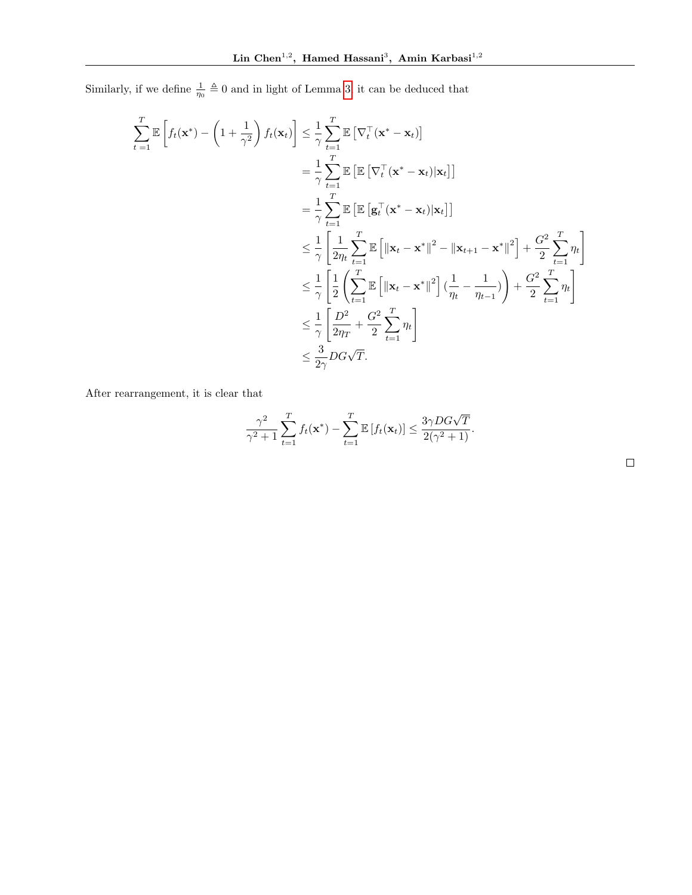Similarly, if we define $\frac{1}{\eta_0} \triangleq 0$ and in light of Lemma 3, it can be deduced that

$$
\begin{aligned}
\sum_{t=1}^{T} \mathbb{E}\left[f_t(\mathbf{x}^*) - \left(1 + \frac{1}{\gamma^2}\right) f_t(\mathbf{x}_t)\right] &\leq \frac{1}{\gamma} \sum_{t=1}^{T} \mathbb{E}\left[\nabla_t^\top (\mathbf{x}^* - \mathbf{x}_t)\right] \\
&= \frac{1}{\gamma} \sum_{t=1}^{T} \mathbb{E}\left[\mathbb{E}\left[\nabla_t^\top (\mathbf{x}^* - \mathbf{x}_t) | \mathbf{x}_t\right]\right] \\
&= \frac{1}{\gamma} \sum_{t=1}^{T} \mathbb{E}\left[\mathbb{E}\left[\mathbf{g}_t^\top (\mathbf{x}^* - \mathbf{x}_t) | \mathbf{x}_t\right]\right] \\
&\leq \frac{1}{\gamma} \left[\frac{1}{2\eta_t} \sum_{t=1}^{T} \mathbb{E}\left[\|\mathbf{x}_t - \mathbf{x}^*\|^2 - \|\mathbf{x}_{t+1} - \mathbf{x}^*\|^2\right] + \frac{G^2}{2} \sum_{t=1}^{T} \eta_t\right] \\
&\leq \frac{1}{\gamma} \left[\frac{1}{2}\left(\sum_{t=1}^{T} \mathbb{E}\left[\|\mathbf{x}_t - \mathbf{x}^*\|^2\right] \left(\frac{1}{\eta_t} - \frac{1}{\eta_{t-1}}\right)\right) + \frac{G^2}{2} \sum_{t=1}^{T} \eta_t\right] \\
&\leq \frac{1}{\gamma} \left[\frac{D^2}{2\eta_T} + \frac{G^2}{2} \sum_{t=1}^{T} \eta_t\right] \\
&\leq \frac{3}{2\gamma} DG\sqrt{T}.
\end{aligned}
$$

After rearrangement, it is clear that

$$
\frac{\gamma^2}{\gamma^2 + 1} \sum_{t=1}^{T} f_t(\mathbf{x}^*) - \sum_{t=1}^{T} \mathbb{E}\left[f_t(\mathbf{x}_t)\right] \leq \frac{3\gamma DG\sqrt{T}}{2(\gamma^2 + 1)}.
$$

□